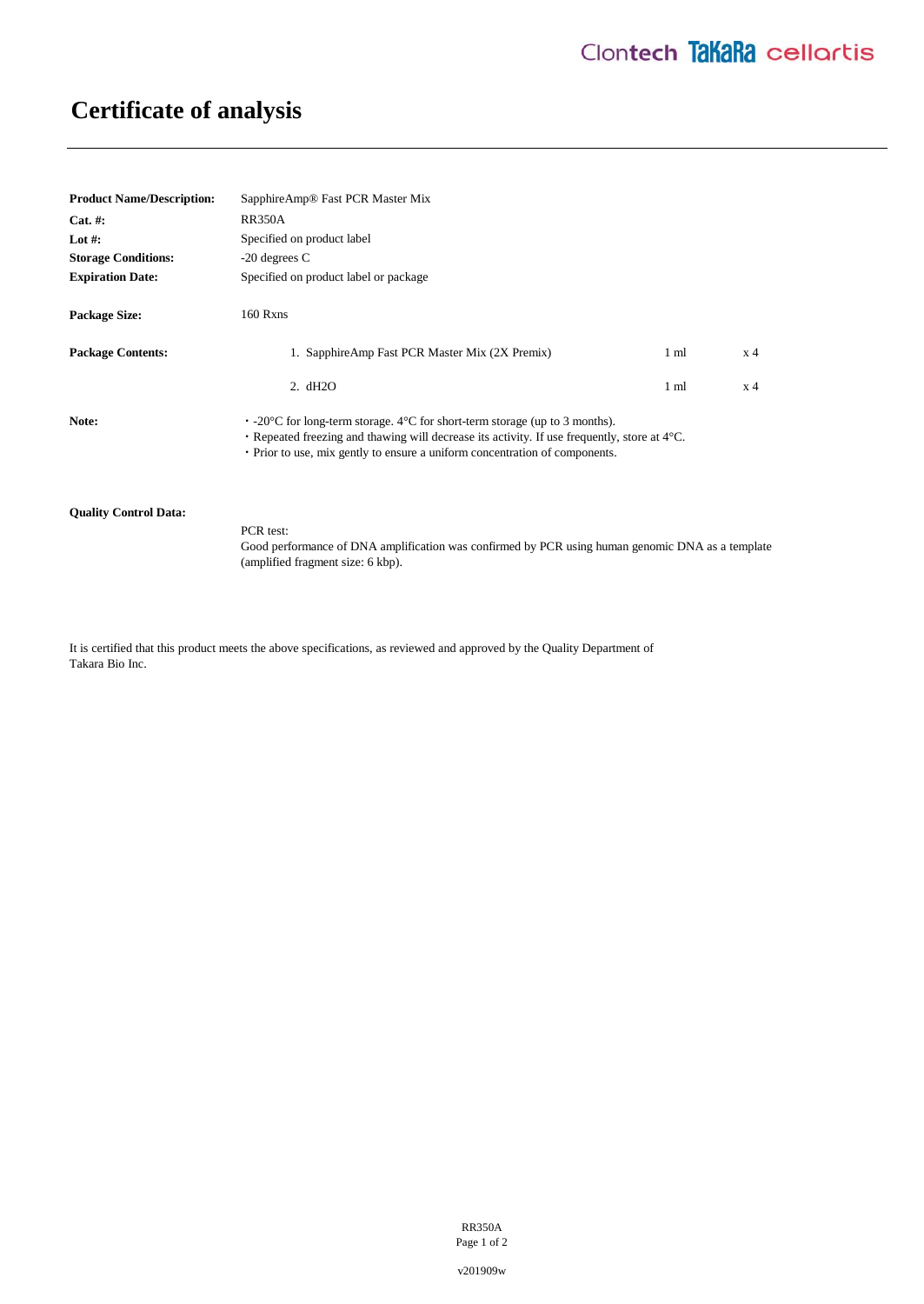# Certificate of analysis

| | |
|---|---|
| **Product Name/Description:** | SapphireAmp® Fast PCR Master Mix |
| **Cat. #:** | RR350A |
| **Lot #:** | Specified on product label |
| **Storage Conditions:** | -20 degrees C |
| **Expiration Date:** | Specified on product label or package |
| **Package Size:** | 160 Rxns |

**Package Contents:**

| Component | Volume | Quantity |
|---|---|---|
| 1. SapphireAmp Fast PCR Master Mix (2X Premix) | 1 ml | x 4 |
| 2. dH2O | 1 ml | x 4 |

**Note:**

- -20°C for long-term storage. 4°C for short-term storage (up to 3 months).
- Repeated freezing and thawing will decrease its activity. If use frequently, store at 4°C.
- Prior to use, mix gently to ensure a uniform concentration of components.

**Quality Control Data:**

PCR test:
Good performance of DNA amplification was confirmed by PCR using human genomic DNA as a template (amplified fragment size: 6 kbp).

It is certified that this product meets the above specifications, as reviewed and approved by the Quality Department of Takara Bio Inc.

v201909w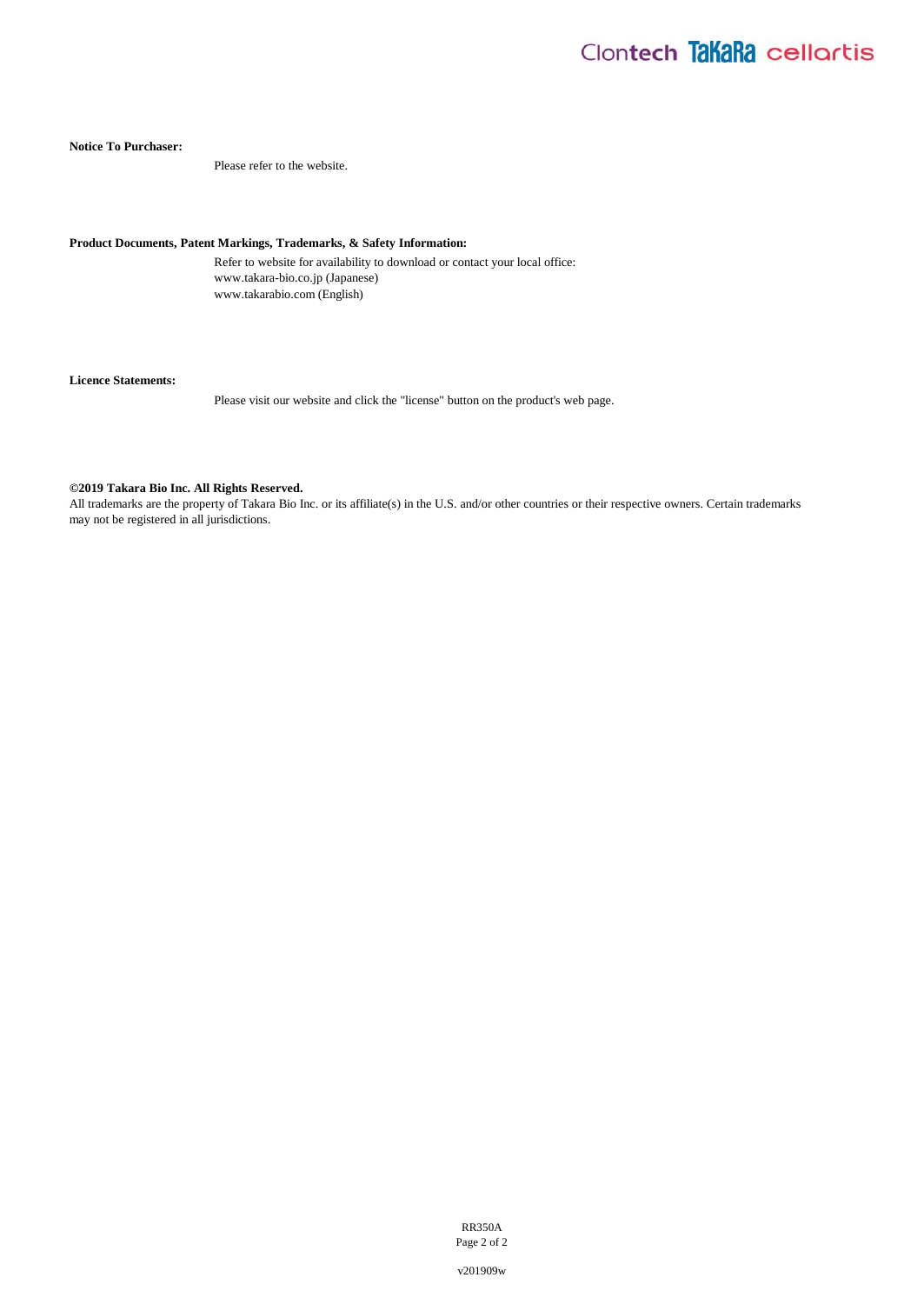**Notice To Purchaser:**

Please refer to the website.

**Product Documents, Patent Markings, Trademarks, & Safety Information:**

Refer to website for availability to download or contact your local office:
www.takara-bio.co.jp (Japanese)
www.takarabio.com (English)

**Licence Statements:**

Please visit our website and click the "license" button on the product's web page.

**©2019 Takara Bio Inc. All Rights Reserved.**
All trademarks are the property of Takara Bio Inc. or its affiliate(s) in the U.S. and/or other countries or their respective owners. Certain trademarks may not be registered in all jurisdictions.

RR350A

v201909w